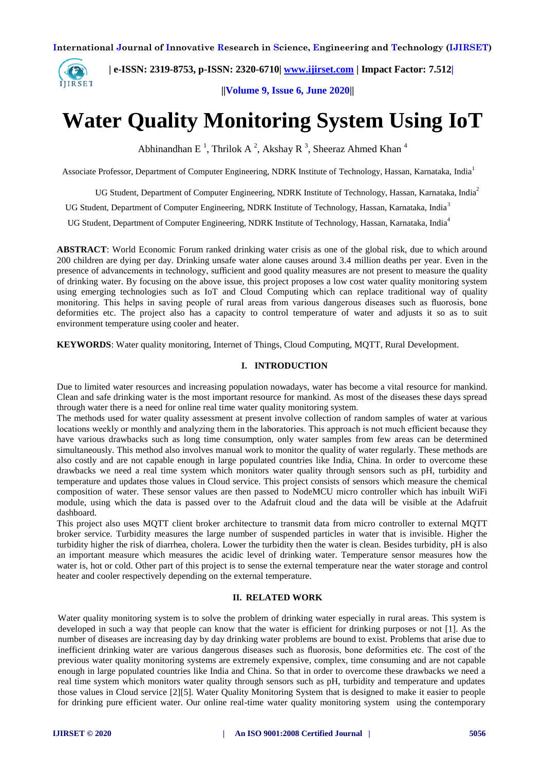# Water Quality Monitoring System Using IoT

Abhinandhan E [1], Thrilok A [2], Akshay R [3], Sheeraz Ahmed Khan [4]

Associate Professor, Department of Computer Engineering, NDRK Institute of Technology, Hassan, Karnataka, India[1]

UG Student, Department of Computer Engineering, NDRK Institute of Technology, Hassan, Karnataka, India[2]

UG Student, Department of Computer Engineering, NDRK Institute of Technology, Hassan, Karnataka, India[3]

UG Student, Department of Computer Engineering, NDRK Institute of Technology, Hassan, Karnataka, India[4]

**ABSTRACT**: World Economic Forum ranked drinking water crisis as one of the global risk, due to which around 200 children are dying per day. Drinking unsafe water alone causes around 3.4 million deaths per year. Even in the presence of advancements in technology, sufficient and good quality measures are not present to measure the quality of drinking water. By focusing on the above issue, this project proposes a low cost water quality monitoring system using emerging technologies such as IoT and Cloud Computing which can replace traditional way of quality monitoring. This helps in saving people of rural areas from various dangerous diseases such as fluorosis, bone deformities etc. The project also has a capacity to control temperature of water and adjusts it so as to suit environment temperature using cooler and heater.

**KEYWORDS**: Water quality monitoring, Internet of Things, Cloud Computing, MQTT, Rural Development.

## I. INTRODUCTION

Due to limited water resources and increasing population nowadays, water has become a vital resource for mankind. Clean and safe drinking water is the most important resource for mankind. As most of the diseases these days spread through water there is a need for online real time water quality monitoring system.

The methods used for water quality assessment at present involve collection of random samples of water at various locations weekly or monthly and analyzing them in the laboratories. This approach is not much efficient because they have various drawbacks such as long time consumption, only water samples from few areas can be determined simultaneously. This method also involves manual work to monitor the quality of water regularly. These methods are also costly and are not capable enough in large populated countries like India, China. In order to overcome these drawbacks we need a real time system which monitors water quality through sensors such as pH, turbidity and temperature and updates those values in Cloud service. This project consists of sensors which measure the chemical composition of water. These sensor values are then passed to NodeMCU micro controller which has inbuilt WiFi module, using which the data is passed over to the Adafruit cloud and the data will be visible at the Adafruit dashboard.

This project also uses MQTT client broker architecture to transmit data from micro controller to external MQTT broker service. Turbidity measures the large number of suspended particles in water that is invisible. Higher the turbidity higher the risk of diarrhea, cholera. Lower the turbidity then the water is clean. Besides turbidity, pH is also an important measure which measures the acidic level of drinking water. Temperature sensor measures how the water is, hot or cold. Other part of this project is to sense the external temperature near the water storage and control heater and cooler respectively depending on the external temperature.

## II. RELATED WORK

Water quality monitoring system is to solve the problem of drinking water especially in rural areas. This system is developed in such a way that people can know that the water is efficient for drinking purposes or not [1]. As the number of diseases are increasing day by day drinking water problems are bound to exist. Problems that arise due to inefficient drinking water are various dangerous diseases such as fluorosis, bone deformities etc. The cost of the previous water quality monitoring systems are extremely expensive, complex, time consuming and are not capable enough in large populated countries like India and China. So that in order to overcome these drawbacks we need a real time system which monitors water quality through sensors such as pH, turbidity and temperature and updates those values in Cloud service [2][5]. Water Quality Monitoring System that is designed to make it easier to people for drinking pure efficient water. Our online real-time water quality monitoring system using the contemporary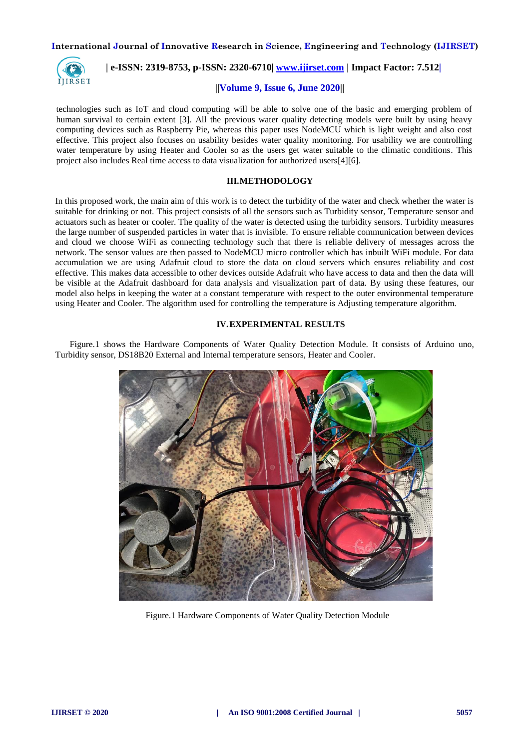technologies such as IoT and cloud computing will be able to solve one of the basic and emerging problem of human survival to certain extent [3]. All the previous water quality detecting models were built by using heavy computing devices such as Raspberry Pie, whereas this paper uses NodeMCU which is light weight and also cost effective. This project also focuses on usability besides water quality monitoring. For usability we are controlling water temperature by using Heater and Cooler so as the users get water suitable to the climatic conditions. This project also includes Real time access to data visualization for authorized users[4][6].

## III.METHODOLOGY

In this proposed work, the main aim of this work is to detect the turbidity of the water and check whether the water is suitable for drinking or not. This project consists of all the sensors such as Turbidity sensor, Temperature sensor and actuators such as heater or cooler. The quality of the water is detected using the turbidity sensors. Turbidity measures the large number of suspended particles in water that is invisible. To ensure reliable communication between devices and cloud we choose WiFi as connecting technology such that there is reliable delivery of messages across the network. The sensor values are then passed to NodeMCU micro controller which has inbuilt WiFi module. For data accumulation we are using Adafruit cloud to store the data on cloud servers which ensures reliability and cost effective. This makes data accessible to other devices outside Adafruit who have access to data and then the data will be visible at the Adafruit dashboard for data analysis and visualization part of data. By using these features, our model also helps in keeping the water at a constant temperature with respect to the outer environmental temperature using Heater and Cooler. The algorithm used for controlling the temperature is Adjusting temperature algorithm.

## IV.EXPERIMENTAL RESULTS

Figure.1 shows the Hardware Components of Water Quality Detection Module. It consists of Arduino uno, Turbidity sensor, DS18B20 External and Internal temperature sensors, Heater and Cooler.

Figure.1 Hardware Components of Water Quality Detection Module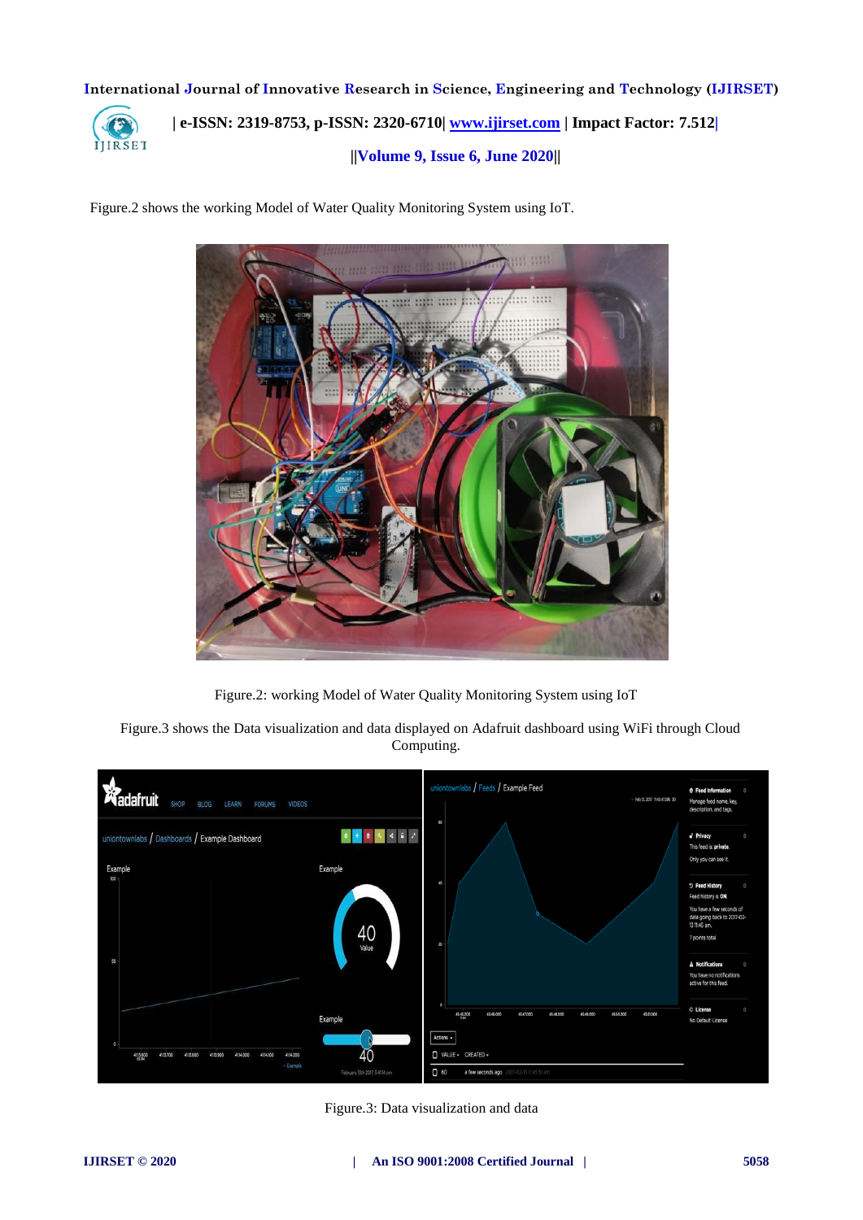Figure.2 shows the working Model of Water Quality Monitoring System using IoT.

Figure.2: working Model of Water Quality Monitoring System using IoT

Figure.3 shows the Data visualization and data displayed on Adafruit dashboard using WiFi through Cloud Computing.

Figure.3: Data visualization and data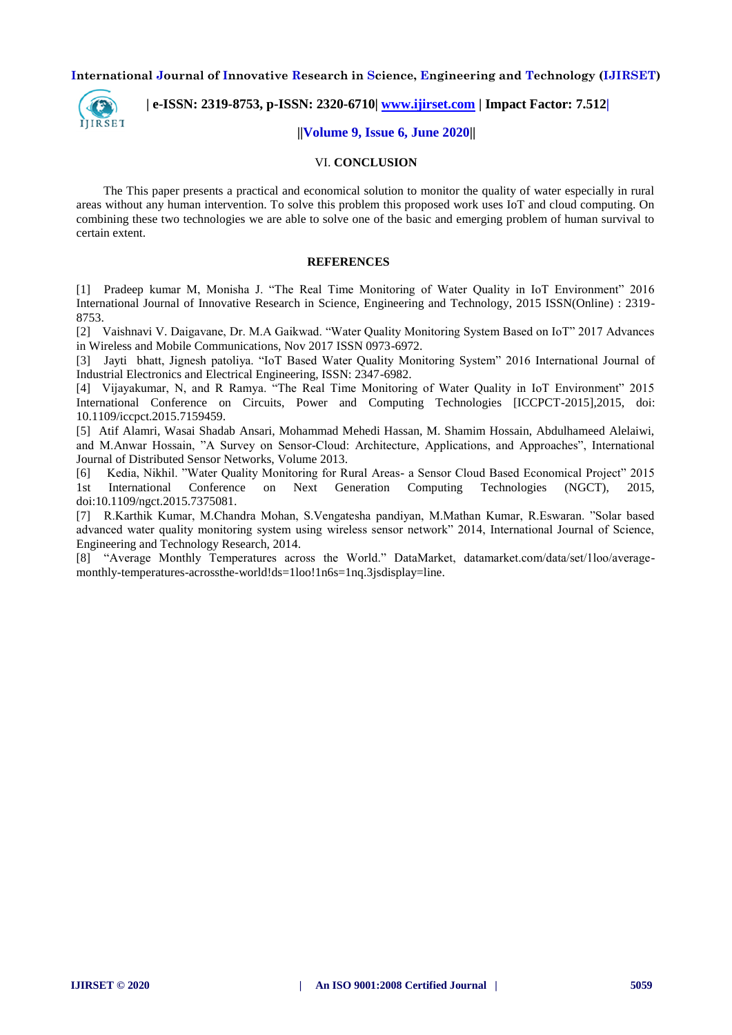## VI. CONCLUSION

The This paper presents a practical and economical solution to monitor the quality of water especially in rural areas without any human intervention. To solve this problem this proposed work uses IoT and cloud computing. On combining these two technologies we are able to solve one of the basic and emerging problem of human survival to certain extent.

## REFERENCES

[1] Pradeep kumar M, Monisha J. “The Real Time Monitoring of Water Quality in IoT Environment” 2016 International Journal of Innovative Research in Science, Engineering and Technology, 2015 ISSN(Online) : 2319-8753.

[2] Vaishnavi V. Daigavane, Dr. M.A Gaikwad. “Water Quality Monitoring System Based on IoT” 2017 Advances in Wireless and Mobile Communications, Nov 2017 ISSN 0973-6972.

[3] Jayti bhatt, Jignesh patoliya. “IoT Based Water Quality Monitoring System” 2016 International Journal of Industrial Electronics and Electrical Engineering, ISSN: 2347-6982.

[4] Vijayakumar, N, and R Ramya. “The Real Time Monitoring of Water Quality in IoT Environment” 2015 International Conference on Circuits, Power and Computing Technologies [ICCPCT-2015],2015, doi: 10.1109/iccpct.2015.7159459.

[5] Atif Alamri, Wasai Shadab Ansari, Mohammad Mehedi Hassan, M. Shamim Hossain, Abdulhameed Alelaiwi, and M.Anwar Hossain, ”A Survey on Sensor-Cloud: Architecture, Applications, and Approaches”, International Journal of Distributed Sensor Networks, Volume 2013.

[6] Kedia, Nikhil. ”Water Quality Monitoring for Rural Areas- a Sensor Cloud Based Economical Project” 2015 1st International Conference on Next Generation Computing Technologies (NGCT), 2015, doi:10.1109/ngct.2015.7375081.

[7] R.Karthik Kumar, M.Chandra Mohan, S.Vengatesha pandiyan, M.Mathan Kumar, R.Eswaran. ”Solar based advanced water quality monitoring system using wireless sensor network” 2014, International Journal of Science, Engineering and Technology Research, 2014.

[8] “Average Monthly Temperatures across the World.” DataMarket, datamarket.com/data/set/1loo/average-monthly-temperatures-acrossthe-world!ds=1loo!1n6s=1nq.3jsdisplay=line.